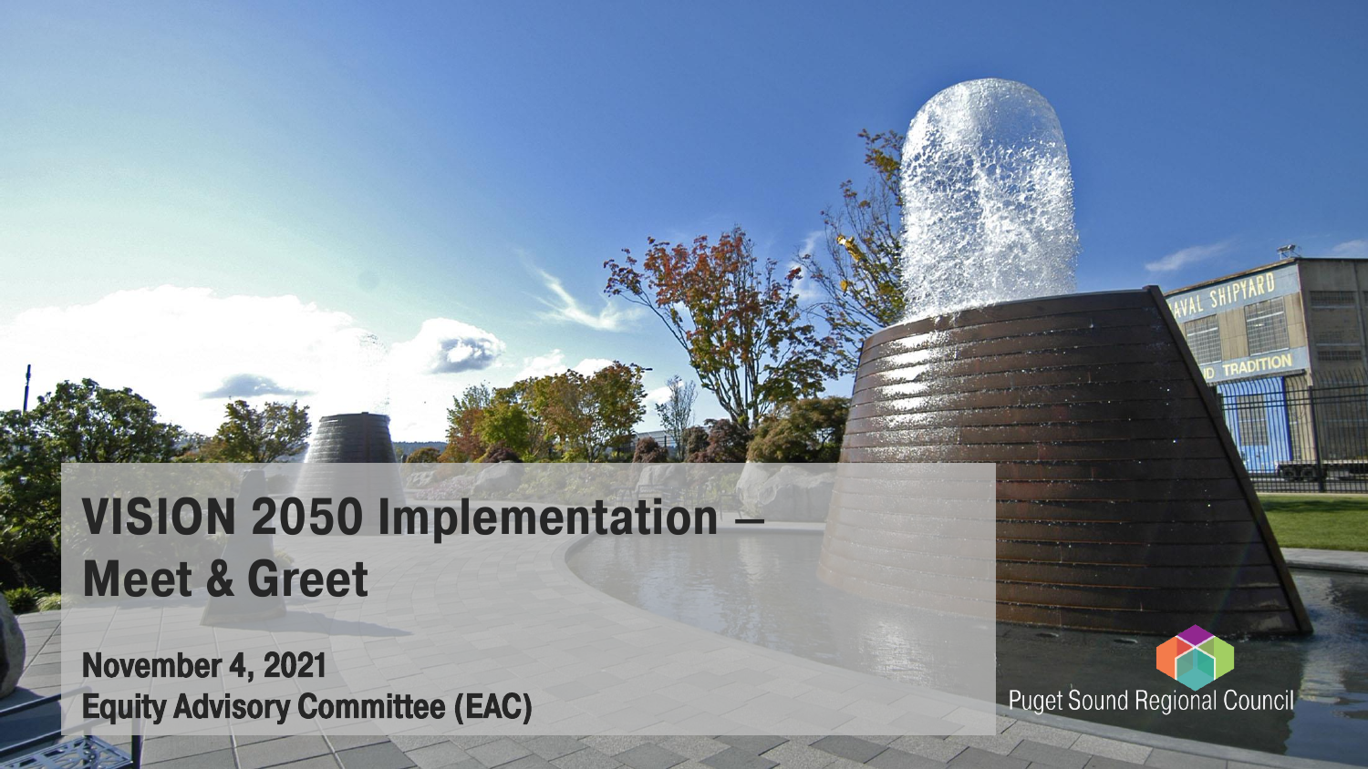# VISION 2050 Implementation – Meet & Greet

**November 4, 2021**
**Equity Advisory Committee (EAC)**

Puget Sound Regional Council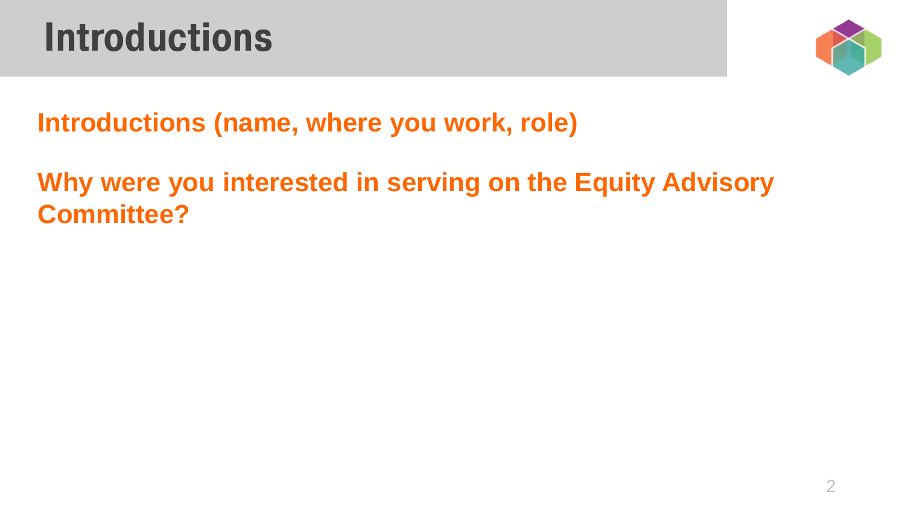# Introductions

**Introductions (name, where you work, role)**

**Why were you interested in serving on the Equity Advisory Committee?**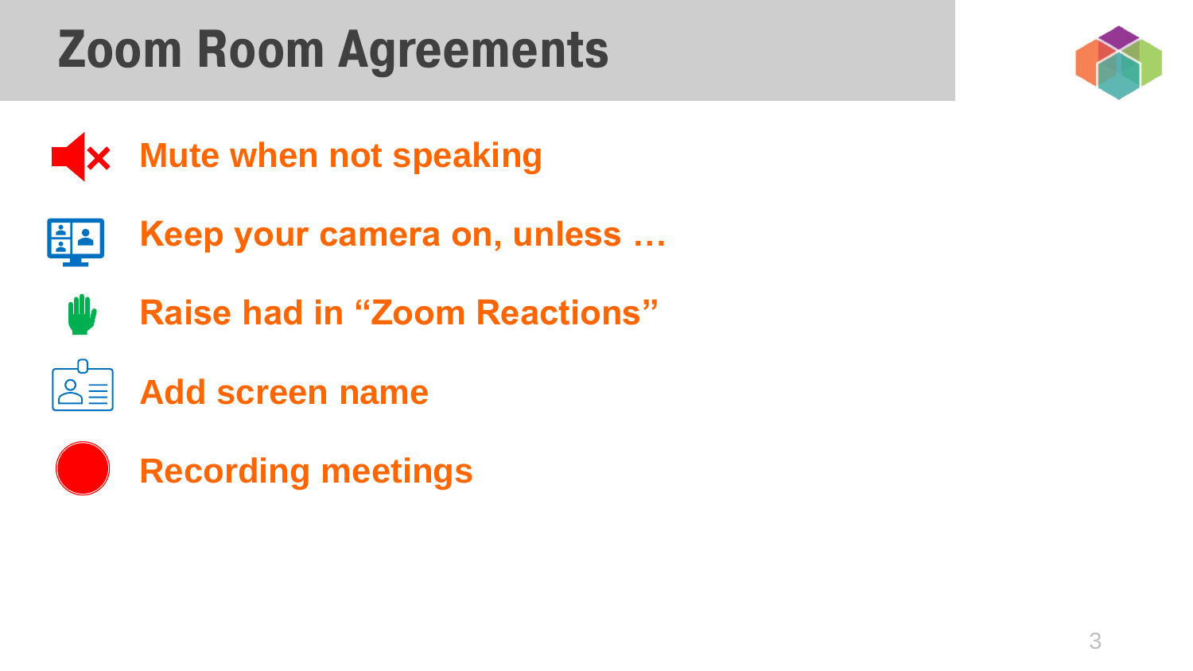# Zoom Room Agreements

- **Mute when not speaking**
- **Keep your camera on, unless …**
- **Raise had in "Zoom Reactions"**
- **Add screen name**
- **Recording meetings**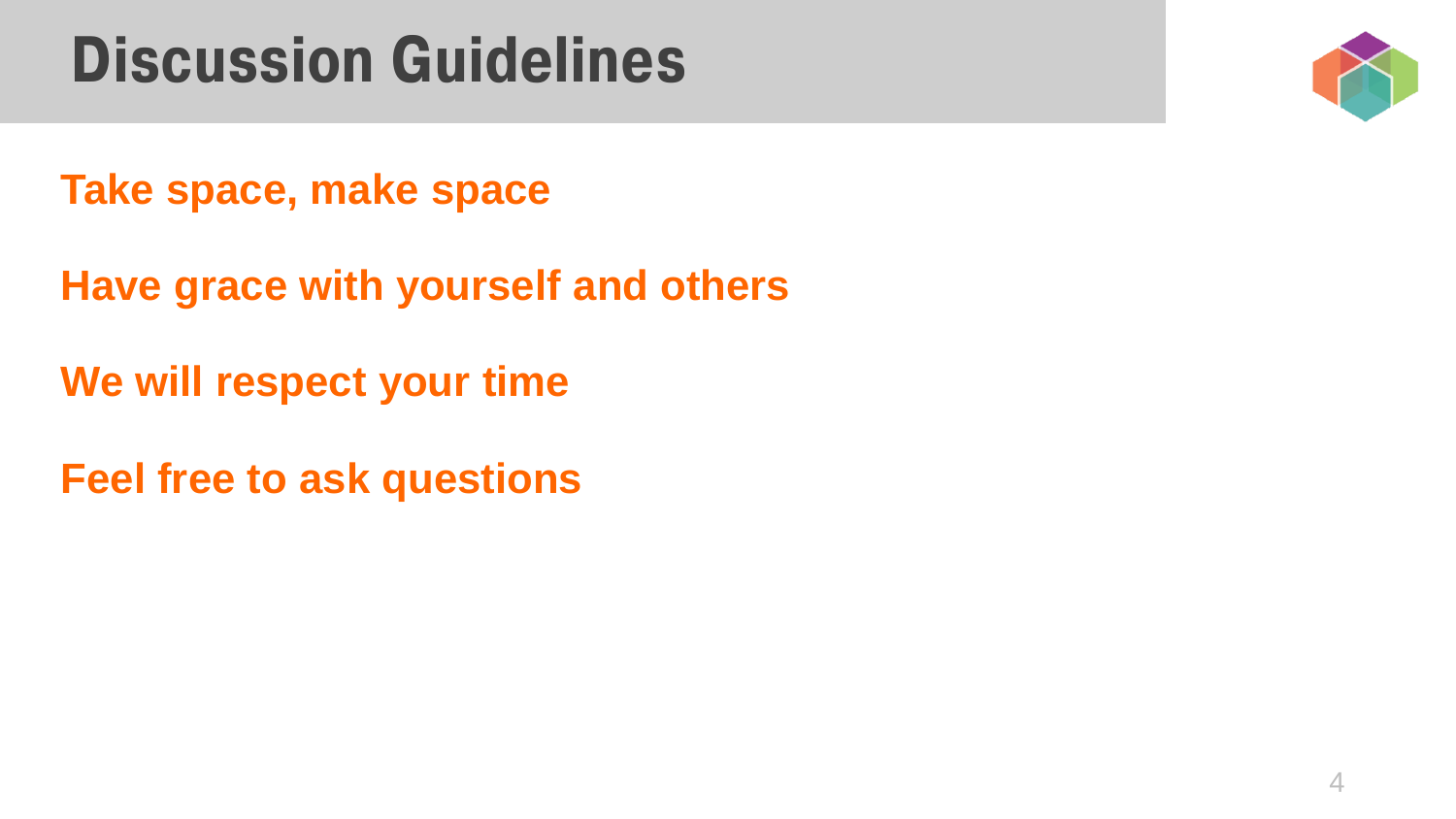# Discussion Guidelines

**Take space, make space**

**Have grace with yourself and others**

**We will respect your time**

**Feel free to ask questions**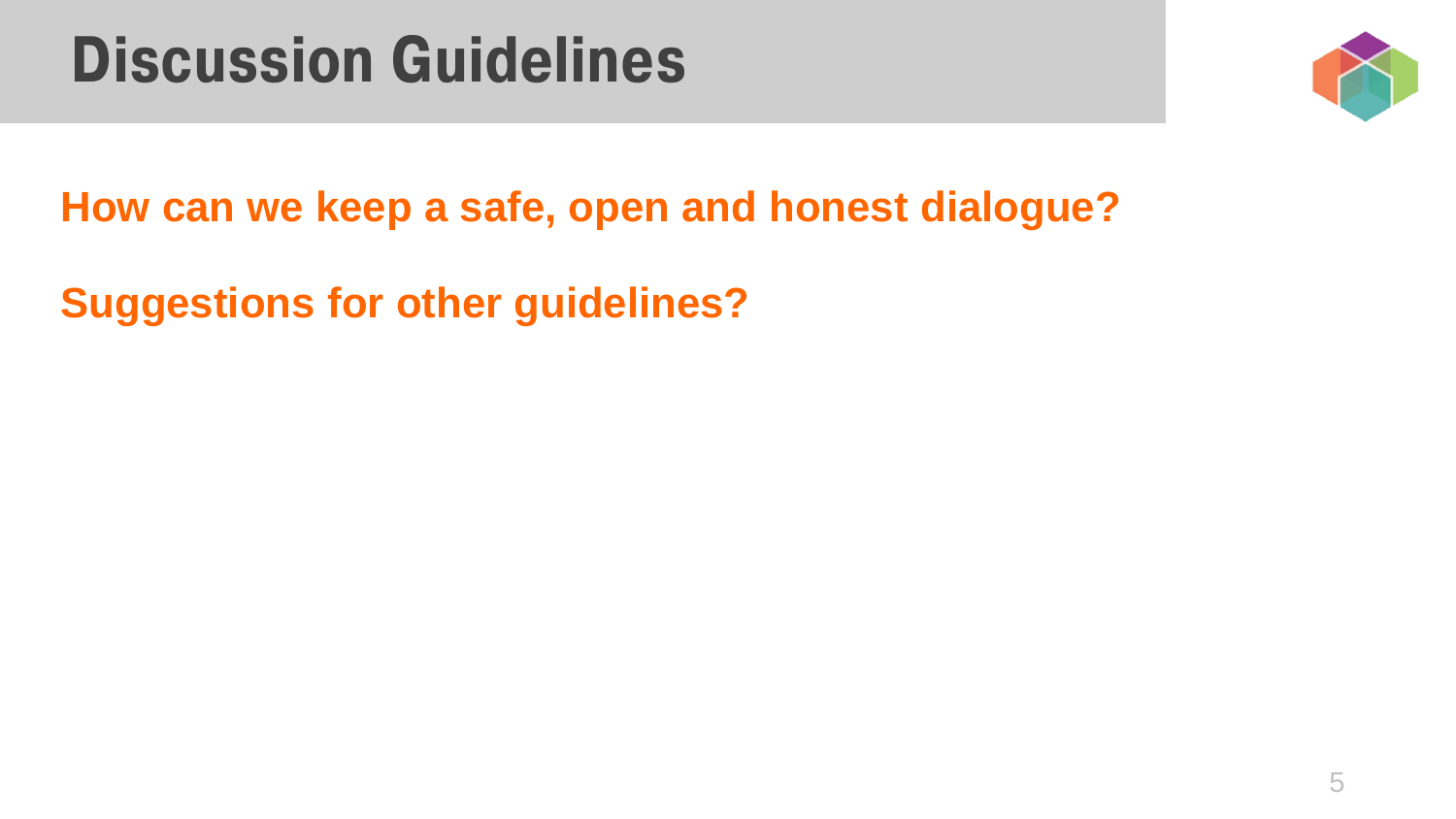# Discussion Guidelines

**How can we keep a safe, open and honest dialogue?**

**Suggestions for other guidelines?**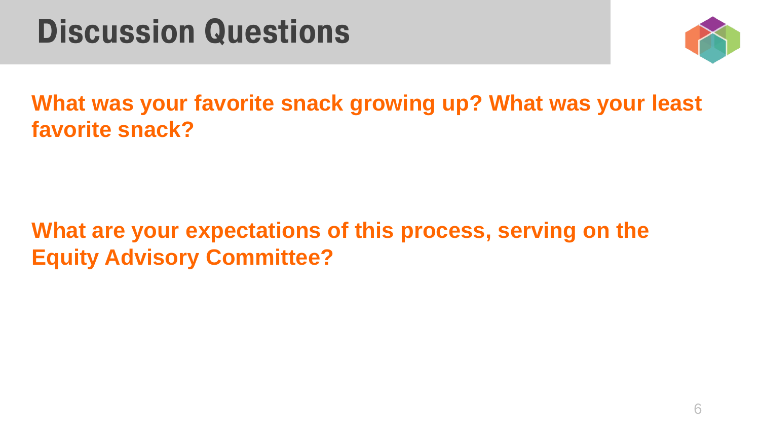# Discussion Questions

**What was your favorite snack growing up? What was your least favorite snack?**

**What are your expectations of this process, serving on the Equity Advisory Committee?**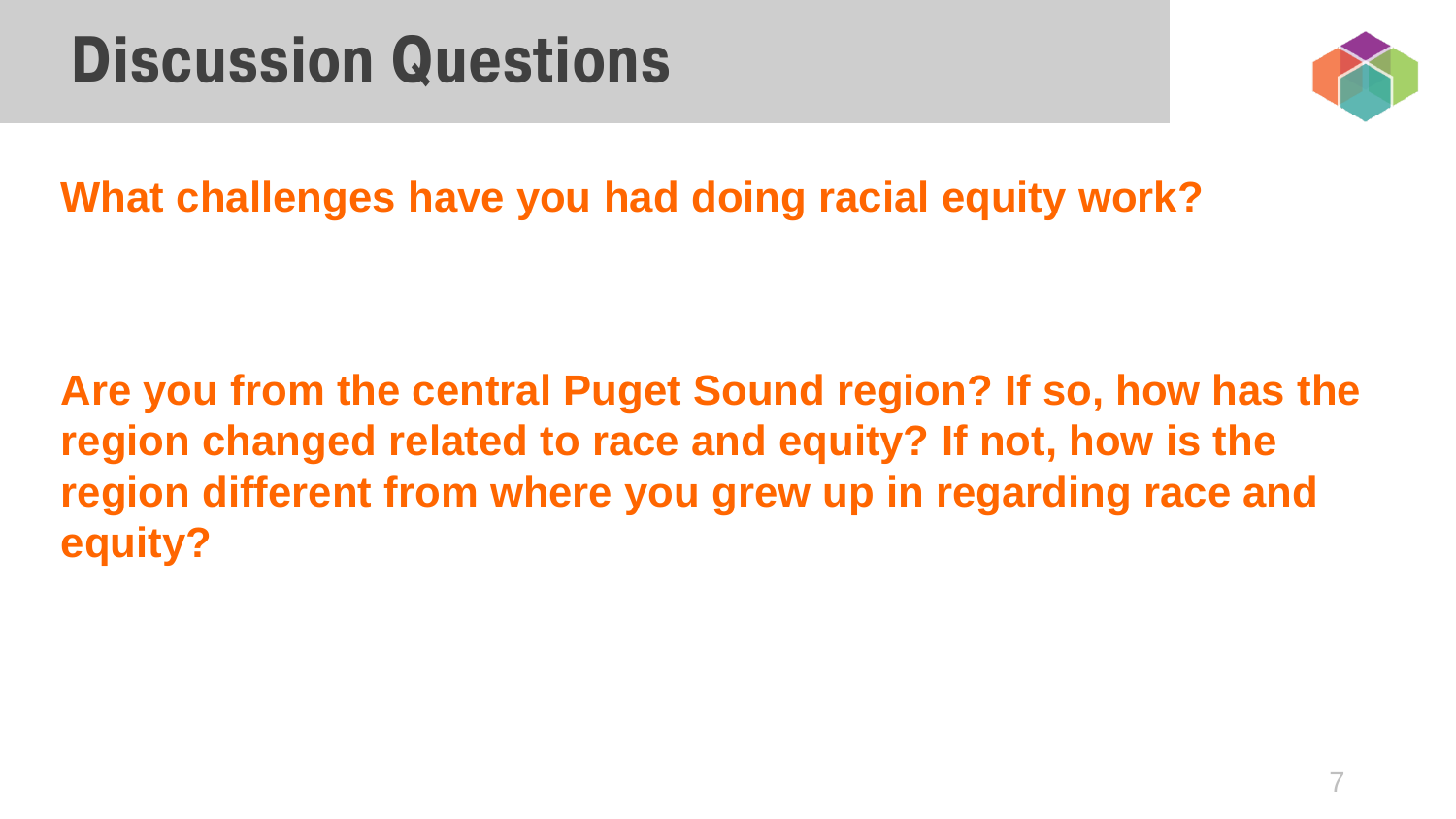# Discussion Questions

**What challenges have you had doing racial equity work?**

**Are you from the central Puget Sound region? If so, how has the region changed related to race and equity? If not, how is the region different from where you grew up in regarding race and equity?**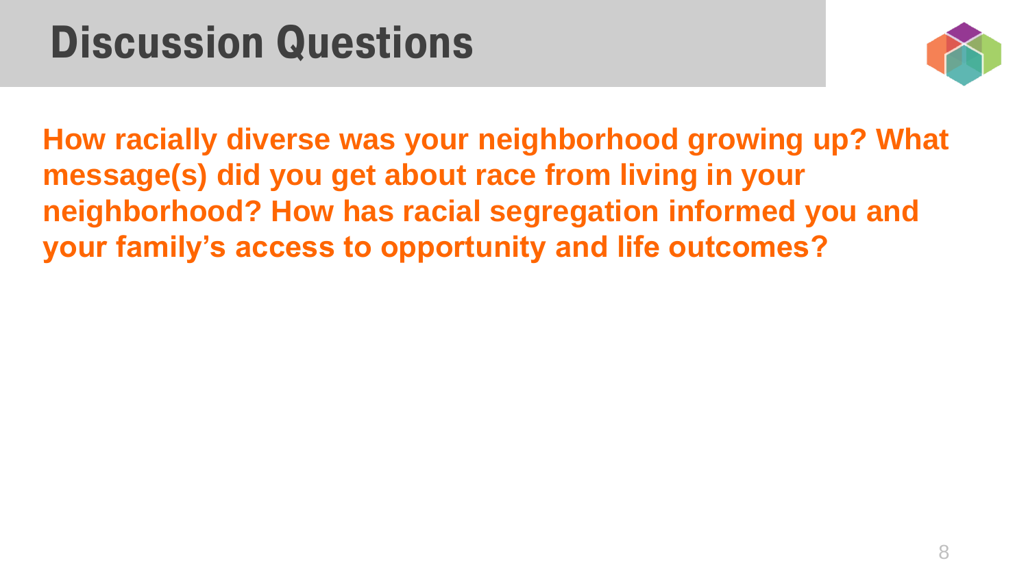# Discussion Questions

**How racially diverse was your neighborhood growing up? What message(s) did you get about race from living in your neighborhood? How has racial segregation informed you and your family's access to opportunity and life outcomes?**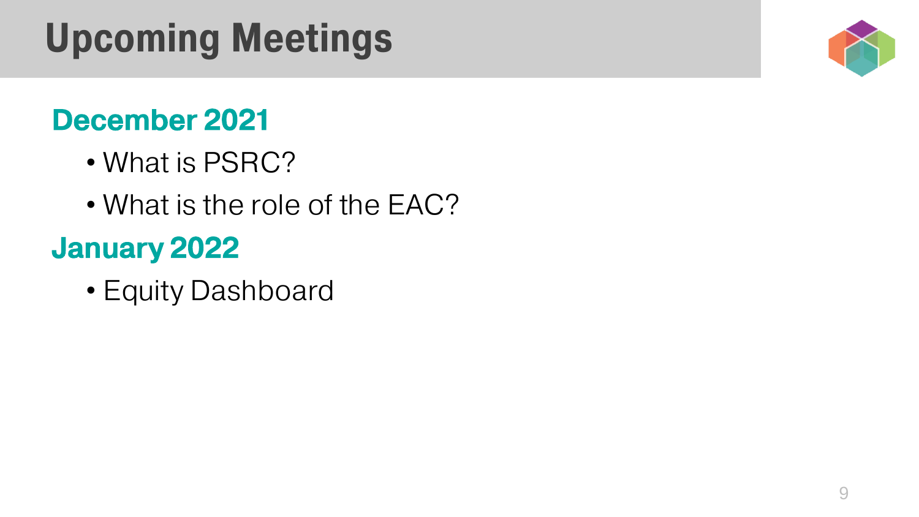# Upcoming Meetings

## December 2021

- What is PSRC?
- What is the role of the EAC?

## January 2022

- Equity Dashboard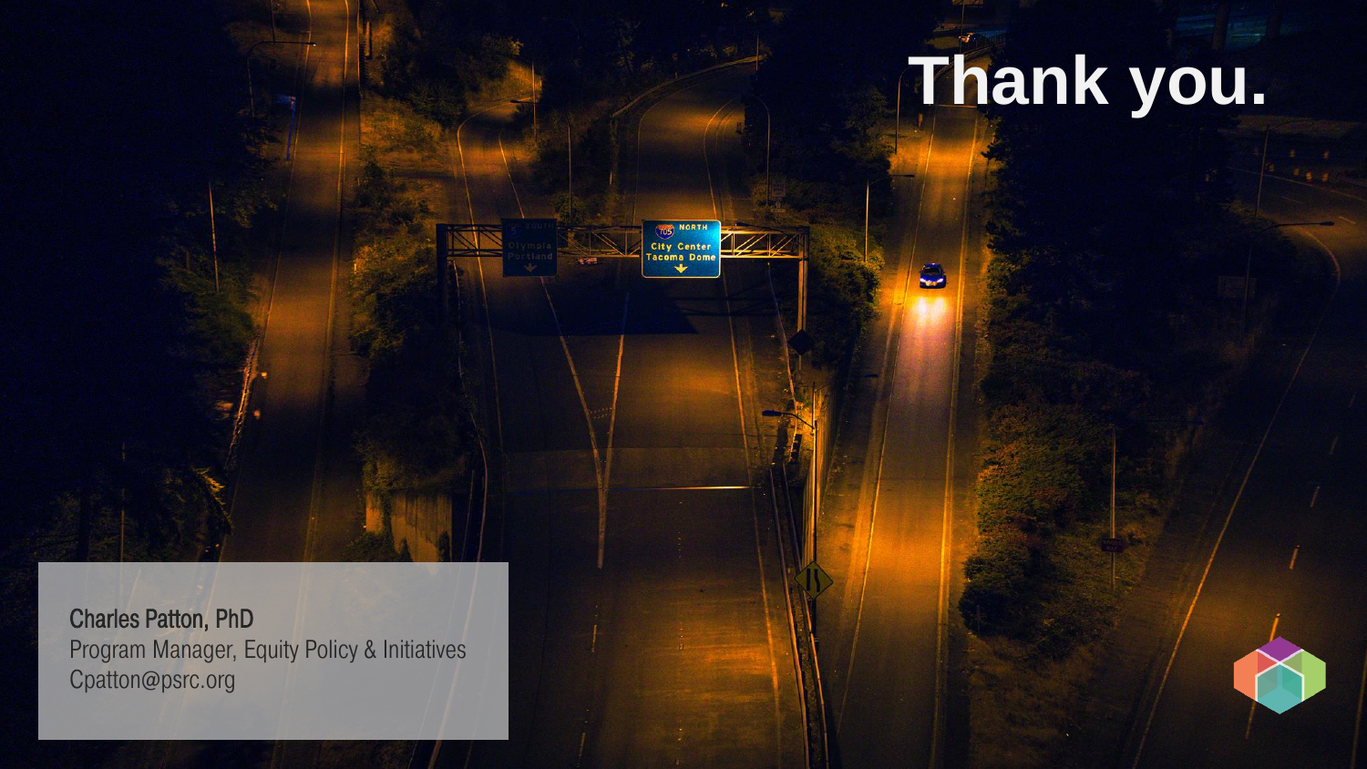# Thank you.

**Charles Patton, PhD**
Program Manager, Equity Policy & Initiatives
Cpatton@psrc.org